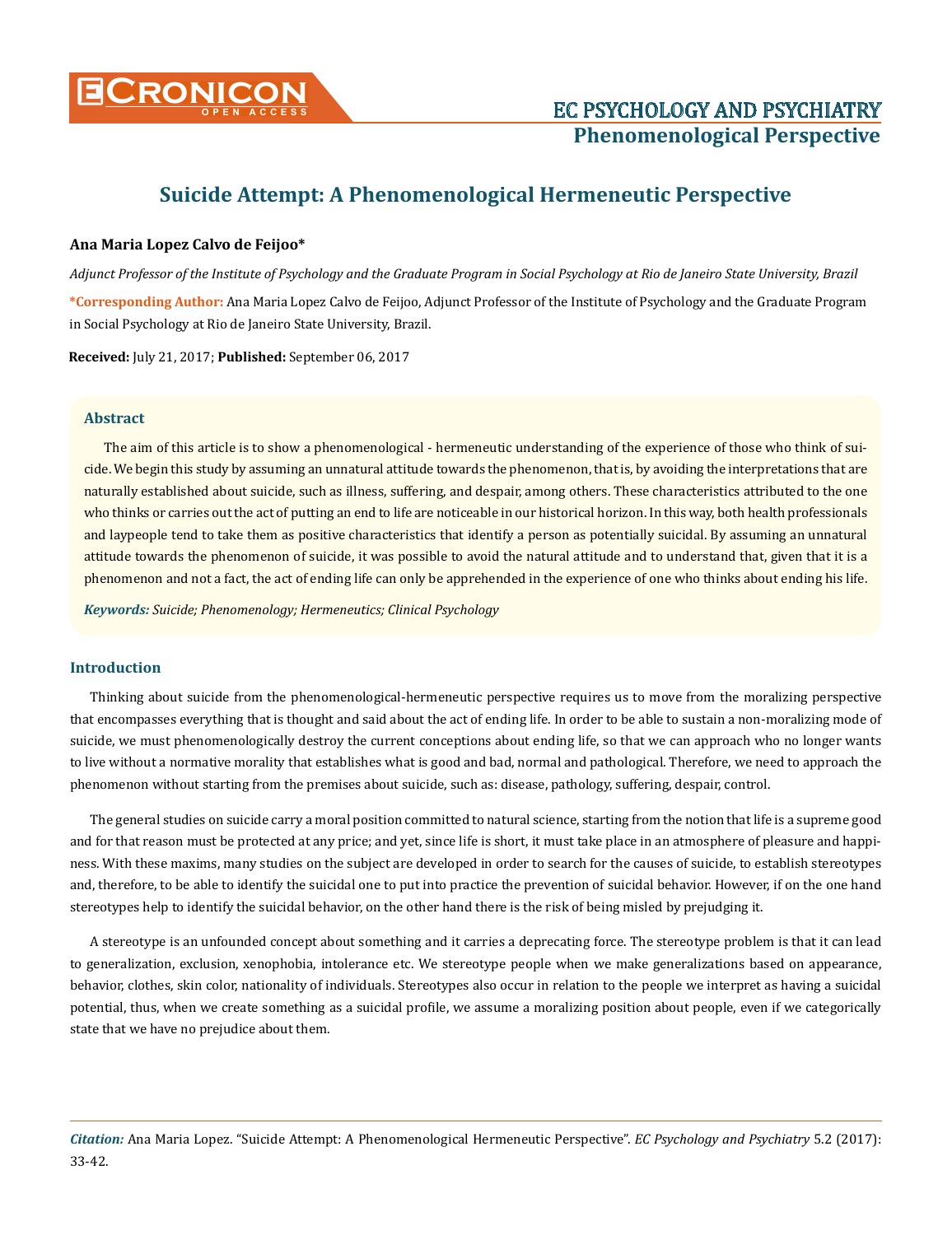# Suicide Attempt: A Phenomenological Hermeneutic Perspective

**Ana Maria Lopez Calvo de Feijoo***

*Adjunct Professor of the Institute of Psychology and the Graduate Program in Social Psychology at Rio de Janeiro State University, Brazil*

***Corresponding Author:** Ana Maria Lopez Calvo de Feijoo, Adjunct Professor of the Institute of Psychology and the Graduate Program in Social Psychology at Rio de Janeiro State University, Brazil.

**Received:** July 21, 2017; **Published:** September 06, 2017

## Abstract

The aim of this article is to show a phenomenological - hermeneutic understanding of the experience of those who think of suicide. We begin this study by assuming an unnatural attitude towards the phenomenon, that is, by avoiding the interpretations that are naturally established about suicide, such as illness, suffering, and despair, among others. These characteristics attributed to the one who thinks or carries out the act of putting an end to life are noticeable in our historical horizon. In this way, both health professionals and laypeople tend to take them as positive characteristics that identify a person as potentially suicidal. By assuming an unnatural attitude towards the phenomenon of suicide, it was possible to avoid the natural attitude and to understand that, given that it is a phenomenon and not a fact, the act of ending life can only be apprehended in the experience of one who thinks about ending his life.

***Keywords:** Suicide; Phenomenology; Hermeneutics; Clinical Psychology*

## Introduction

Thinking about suicide from the phenomenological-hermeneutic perspective requires us to move from the moralizing perspective that encompasses everything that is thought and said about the act of ending life. In order to be able to sustain a non-moralizing mode of suicide, we must phenomenologically destroy the current conceptions about ending life, so that we can approach who no longer wants to live without a normative morality that establishes what is good and bad, normal and pathological. Therefore, we need to approach the phenomenon without starting from the premises about suicide, such as: disease, pathology, suffering, despair, control.

The general studies on suicide carry a moral position committed to natural science, starting from the notion that life is a supreme good and for that reason must be protected at any price; and yet, since life is short, it must take place in an atmosphere of pleasure and happiness. With these maxims, many studies on the subject are developed in order to search for the causes of suicide, to establish stereotypes and, therefore, to be able to identify the suicidal one to put into practice the prevention of suicidal behavior. However, if on the one hand stereotypes help to identify the suicidal behavior, on the other hand there is the risk of being misled by prejudging it.

A stereotype is an unfounded concept about something and it carries a deprecating force. The stereotype problem is that it can lead to generalization, exclusion, xenophobia, intolerance etc. We stereotype people when we make generalizations based on appearance, behavior, clothes, skin color, nationality of individuals. Stereotypes also occur in relation to the people we interpret as having a suicidal potential, thus, when we create something as a suicidal profile, we assume a moralizing position about people, even if we categorically state that we have no prejudice about them.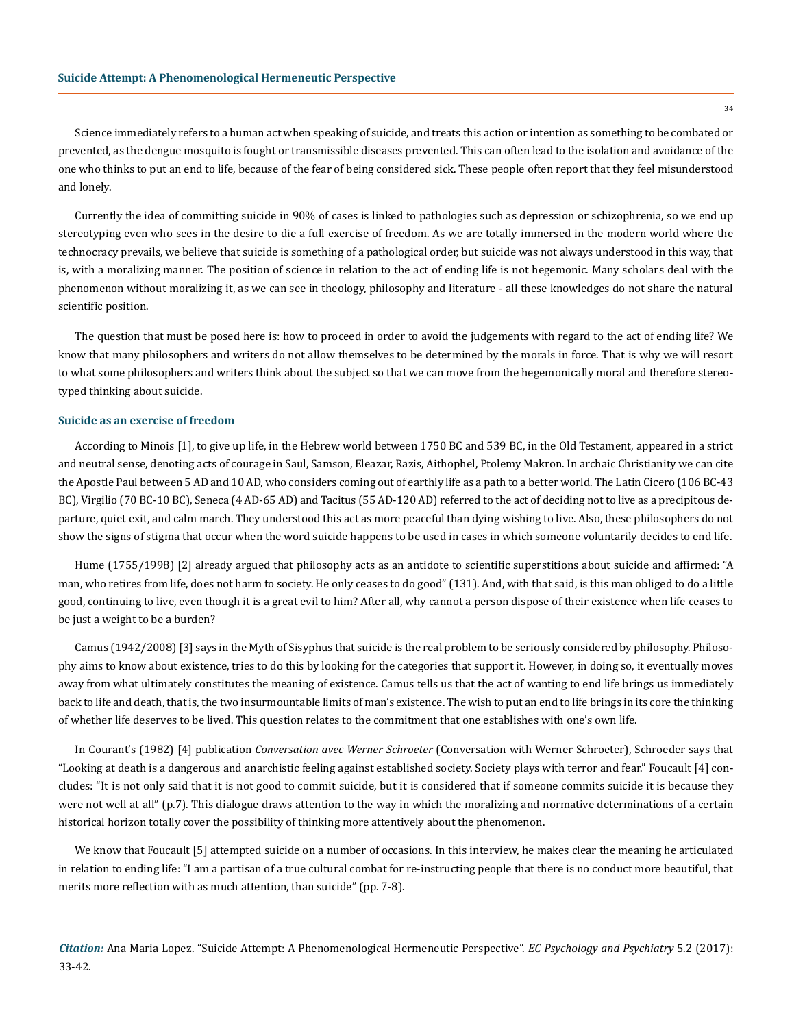Science immediately refers to a human act when speaking of suicide, and treats this action or intention as something to be combated or prevented, as the dengue mosquito is fought or transmissible diseases prevented. This can often lead to the isolation and avoidance of the one who thinks to put an end to life, because of the fear of being considered sick. These people often report that they feel misunderstood and lonely.

Currently the idea of committing suicide in 90% of cases is linked to pathologies such as depression or schizophrenia, so we end up stereotyping even who sees in the desire to die a full exercise of freedom. As we are totally immersed in the modern world where the technocracy prevails, we believe that suicide is something of a pathological order, but suicide was not always understood in this way, that is, with a moralizing manner. The position of science in relation to the act of ending life is not hegemonic. Many scholars deal with the phenomenon without moralizing it, as we can see in theology, philosophy and literature - all these knowledges do not share the natural scientific position.

The question that must be posed here is: how to proceed in order to avoid the judgements with regard to the act of ending life? We know that many philosophers and writers do not allow themselves to be determined by the morals in force. That is why we will resort to what some philosophers and writers think about the subject so that we can move from the hegemonically moral and therefore stereotyped thinking about suicide.

### Suicide as an exercise of freedom

According to Minois [1], to give up life, in the Hebrew world between 1750 BC and 539 BC, in the Old Testament, appeared in a strict and neutral sense, denoting acts of courage in Saul, Samson, Eleazar, Razis, Aithophel, Ptolemy Makron. In archaic Christianity we can cite the Apostle Paul between 5 AD and 10 AD, who considers coming out of earthly life as a path to a better world. The Latin Cicero (106 BC-43 BC), Virgilio (70 BC-10 BC), Seneca (4 AD-65 AD) and Tacitus (55 AD-120 AD) referred to the act of deciding not to live as a precipitous departure, quiet exit, and calm march. They understood this act as more peaceful than dying wishing to live. Also, these philosophers do not show the signs of stigma that occur when the word suicide happens to be used in cases in which someone voluntarily decides to end life.

Hume (1755/1998) [2] already argued that philosophy acts as an antidote to scientific superstitions about suicide and affirmed: "A man, who retires from life, does not harm to society. He only ceases to do good" (131). And, with that said, is this man obliged to do a little good, continuing to live, even though it is a great evil to him? After all, why cannot a person dispose of their existence when life ceases to be just a weight to be a burden?

Camus (1942/2008) [3] says in the Myth of Sisyphus that suicide is the real problem to be seriously considered by philosophy. Philosophy aims to know about existence, tries to do this by looking for the categories that support it. However, in doing so, it eventually moves away from what ultimately constitutes the meaning of existence. Camus tells us that the act of wanting to end life brings us immediately back to life and death, that is, the two insurmountable limits of man's existence. The wish to put an end to life brings in its core the thinking of whether life deserves to be lived. This question relates to the commitment that one establishes with one's own life.

In Courant's (1982) [4] publication *Conversation avec Werner Schroeter* (Conversation with Werner Schroeter), Schroeder says that "Looking at death is a dangerous and anarchistic feeling against established society. Society plays with terror and fear." Foucault [4] concludes: "It is not only said that it is not good to commit suicide, but it is considered that if someone commits suicide it is because they were not well at all" (p.7). This dialogue draws attention to the way in which the moralizing and normative determinations of a certain historical horizon totally cover the possibility of thinking more attentively about the phenomenon.

We know that Foucault [5] attempted suicide on a number of occasions. In this interview, he makes clear the meaning he articulated in relation to ending life: "I am a partisan of a true cultural combat for re-instructing people that there is no conduct more beautiful, that merits more reflection with as much attention, than suicide" (pp. 7-8).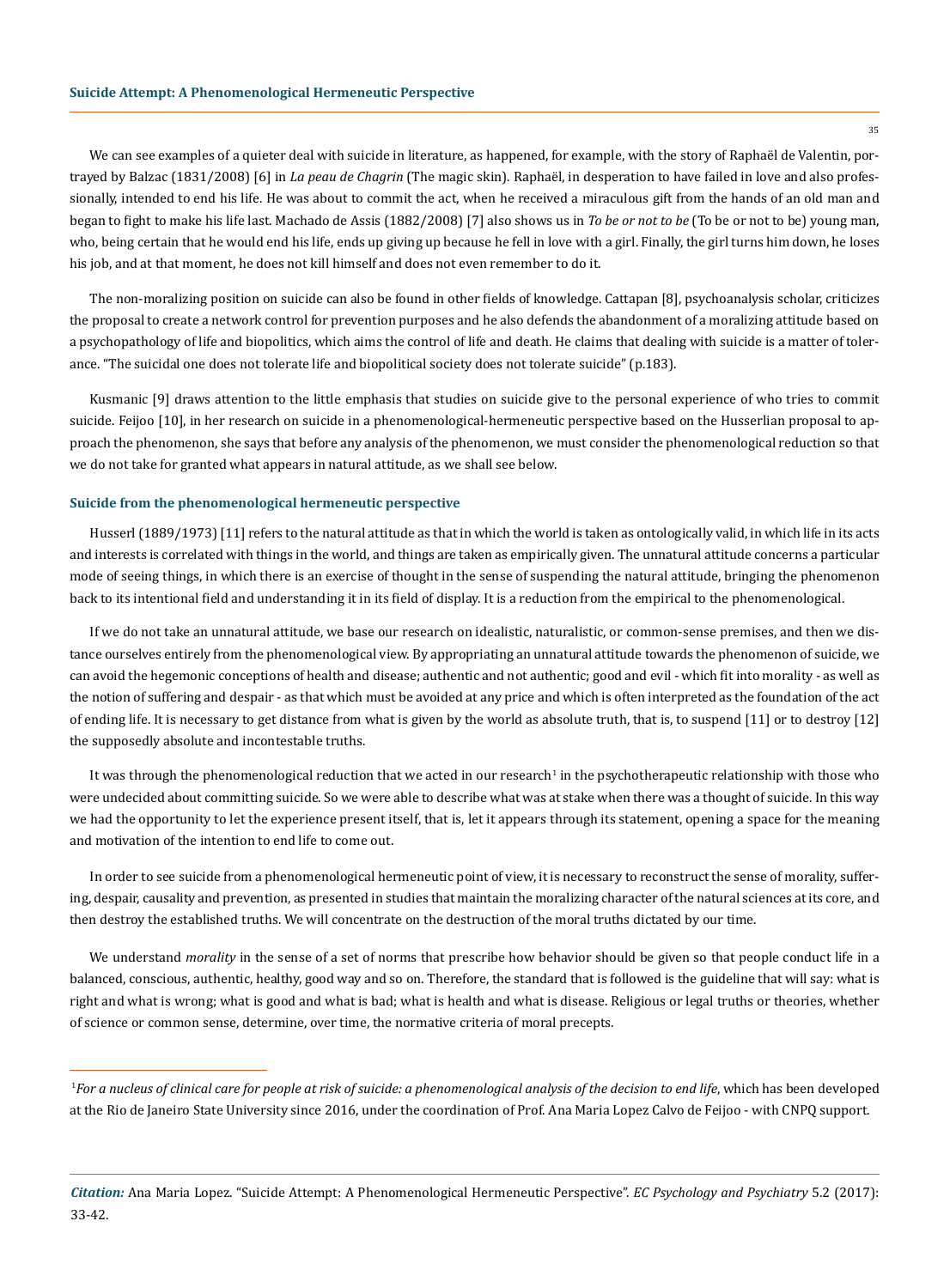We can see examples of a quieter deal with suicide in literature, as happened, for example, with the story of Raphaël de Valentin, portrayed by Balzac (1831/2008) [6] in *La peau de Chagrin* (The magic skin). Raphaël, in desperation to have failed in love and also professionally, intended to end his life. He was about to commit the act, when he received a miraculous gift from the hands of an old man and began to fight to make his life last. Machado de Assis (1882/2008) [7] also shows us in *To be or not to be* (To be or not to be) young man, who, being certain that he would end his life, ends up giving up because he fell in love with a girl. Finally, the girl turns him down, he loses his job, and at that moment, he does not kill himself and does not even remember to do it.

The non-moralizing position on suicide can also be found in other fields of knowledge. Cattapan [8], psychoanalysis scholar, criticizes the proposal to create a network control for prevention purposes and he also defends the abandonment of a moralizing attitude based on a psychopathology of life and biopolitics, which aims the control of life and death. He claims that dealing with suicide is a matter of tolerance. "The suicidal one does not tolerate life and biopolitical society does not tolerate suicide" (p.183).

Kusmanic [9] draws attention to the little emphasis that studies on suicide give to the personal experience of who tries to commit suicide. Feijoo [10], in her research on suicide in a phenomenological-hermeneutic perspective based on the Husserlian proposal to approach the phenomenon, she says that before any analysis of the phenomenon, we must consider the phenomenological reduction so that we do not take for granted what appears in natural attitude, as we shall see below.

### Suicide from the phenomenological hermeneutic perspective

Husserl (1889/1973) [11] refers to the natural attitude as that in which the world is taken as ontologically valid, in which life in its acts and interests is correlated with things in the world, and things are taken as empirically given. The unnatural attitude concerns a particular mode of seeing things, in which there is an exercise of thought in the sense of suspending the natural attitude, bringing the phenomenon back to its intentional field and understanding it in its field of display. It is a reduction from the empirical to the phenomenological.

If we do not take an unnatural attitude, we base our research on idealistic, naturalistic, or common-sense premises, and then we distance ourselves entirely from the phenomenological view. By appropriating an unnatural attitude towards the phenomenon of suicide, we can avoid the hegemonic conceptions of health and disease; authentic and not authentic; good and evil - which fit into morality - as well as the notion of suffering and despair - as that which must be avoided at any price and which is often interpreted as the foundation of the act of ending life. It is necessary to get distance from what is given by the world as absolute truth, that is, to suspend [11] or to destroy [12] the supposedly absolute and incontestable truths.

It was through the phenomenological reduction that we acted in our research[1] in the psychotherapeutic relationship with those who were undecided about committing suicide. So we were able to describe what was at stake when there was a thought of suicide. In this way we had the opportunity to let the experience present itself, that is, let it appears through its statement, opening a space for the meaning and motivation of the intention to end life to come out.

In order to see suicide from a phenomenological hermeneutic point of view, it is necessary to reconstruct the sense of morality, suffering, despair, causality and prevention, as presented in studies that maintain the moralizing character of the natural sciences at its core, and then destroy the established truths. We will concentrate on the destruction of the moral truths dictated by our time.

We understand *morality* in the sense of a set of norms that prescribe how behavior should be given so that people conduct life in a balanced, conscious, authentic, healthy, good way and so on. Therefore, the standard that is followed is the guideline that will say: what is right and what is wrong; what is good and what is bad; what is health and what is disease. Religious or legal truths or theories, whether of science or common sense, determine, over time, the normative criteria of moral precepts.

---

[1] *For a nucleus of clinical care for people at risk of suicide: a phenomenological analysis of the decision to end life*, which has been developed at the Rio de Janeiro State University since 2016, under the coordination of Prof. Ana Maria Lopez Calvo de Feijoo - with CNPQ support.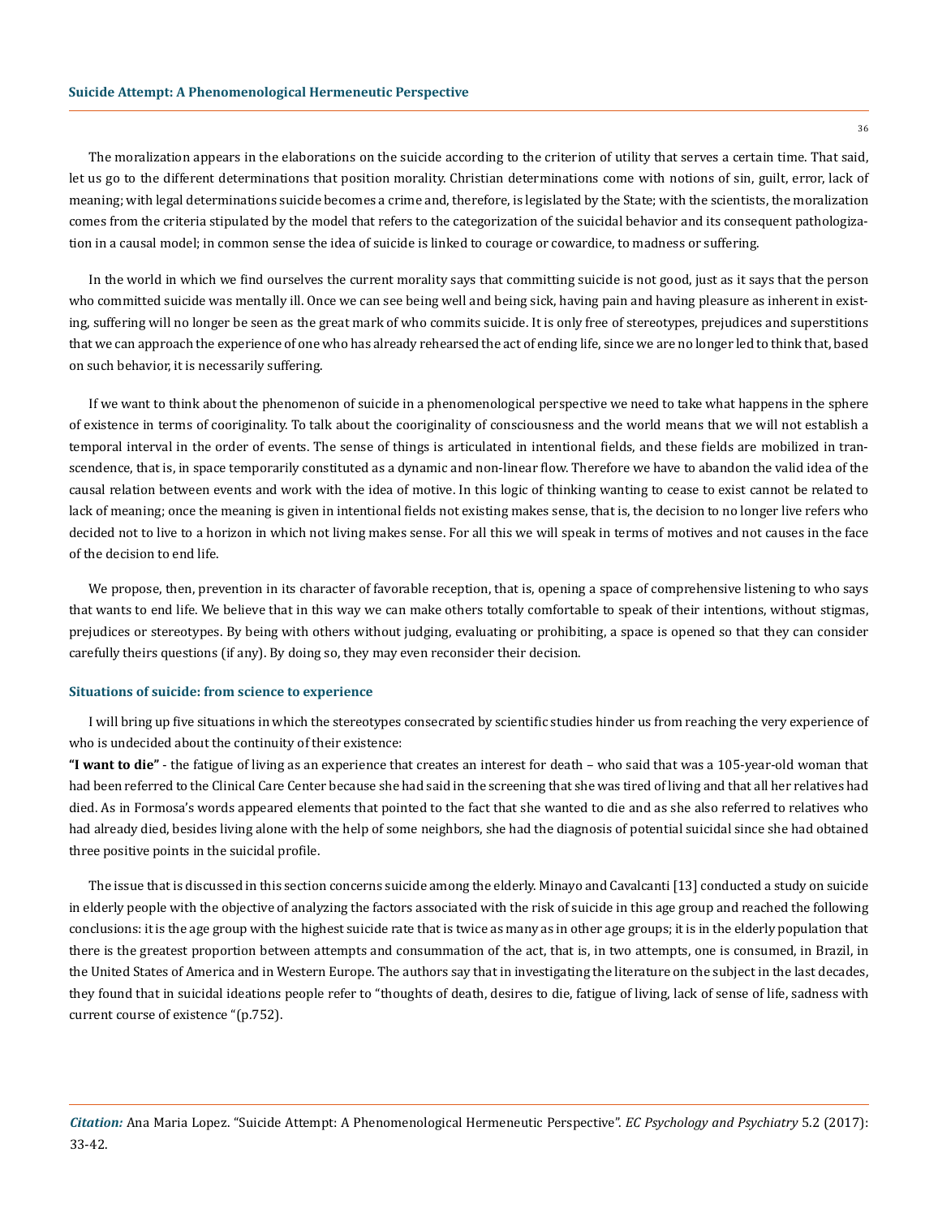The moralization appears in the elaborations on the suicide according to the criterion of utility that serves a certain time. That said, let us go to the different determinations that position morality. Christian determinations come with notions of sin, guilt, error, lack of meaning; with legal determinations suicide becomes a crime and, therefore, is legislated by the State; with the scientists, the moralization comes from the criteria stipulated by the model that refers to the categorization of the suicidal behavior and its consequent pathologization in a causal model; in common sense the idea of suicide is linked to courage or cowardice, to madness or suffering.

In the world in which we find ourselves the current morality says that committing suicide is not good, just as it says that the person who committed suicide was mentally ill. Once we can see being well and being sick, having pain and having pleasure as inherent in existing, suffering will no longer be seen as the great mark of who commits suicide. It is only free of stereotypes, prejudices and superstitions that we can approach the experience of one who has already rehearsed the act of ending life, since we are no longer led to think that, based on such behavior, it is necessarily suffering.

If we want to think about the phenomenon of suicide in a phenomenological perspective we need to take what happens in the sphere of existence in terms of cooriginality. To talk about the cooriginality of consciousness and the world means that we will not establish a temporal interval in the order of events. The sense of things is articulated in intentional fields, and these fields are mobilized in transcendence, that is, in space temporarily constituted as a dynamic and non-linear flow. Therefore we have to abandon the valid idea of the causal relation between events and work with the idea of motive. In this logic of thinking wanting to cease to exist cannot be related to lack of meaning; once the meaning is given in intentional fields not existing makes sense, that is, the decision to no longer live refers who decided not to live to a horizon in which not living makes sense. For all this we will speak in terms of motives and not causes in the face of the decision to end life.

We propose, then, prevention in its character of favorable reception, that is, opening a space of comprehensive listening to who says that wants to end life. We believe that in this way we can make others totally comfortable to speak of their intentions, without stigmas, prejudices or stereotypes. By being with others without judging, evaluating or prohibiting, a space is opened so that they can consider carefully theirs questions (if any). By doing so, they may even reconsider their decision.

### Situations of suicide: from science to experience

I will bring up five situations in which the stereotypes consecrated by scientific studies hinder us from reaching the very experience of who is undecided about the continuity of their existence:

**"I want to die"** - the fatigue of living as an experience that creates an interest for death – who said that was a 105-year-old woman that had been referred to the Clinical Care Center because she had said in the screening that she was tired of living and that all her relatives had died. As in Formosa's words appeared elements that pointed to the fact that she wanted to die and as she also referred to relatives who had already died, besides living alone with the help of some neighbors, she had the diagnosis of potential suicidal since she had obtained three positive points in the suicidal profile.

The issue that is discussed in this section concerns suicide among the elderly. Minayo and Cavalcanti [13] conducted a study on suicide in elderly people with the objective of analyzing the factors associated with the risk of suicide in this age group and reached the following conclusions: it is the age group with the highest suicide rate that is twice as many as in other age groups; it is in the elderly population that there is the greatest proportion between attempts and consummation of the act, that is, in two attempts, one is consumed, in Brazil, in the United States of America and in Western Europe. The authors say that in investigating the literature on the subject in the last decades, they found that in suicidal ideations people refer to "thoughts of death, desires to die, fatigue of living, lack of sense of life, sadness with current course of existence "(p.752).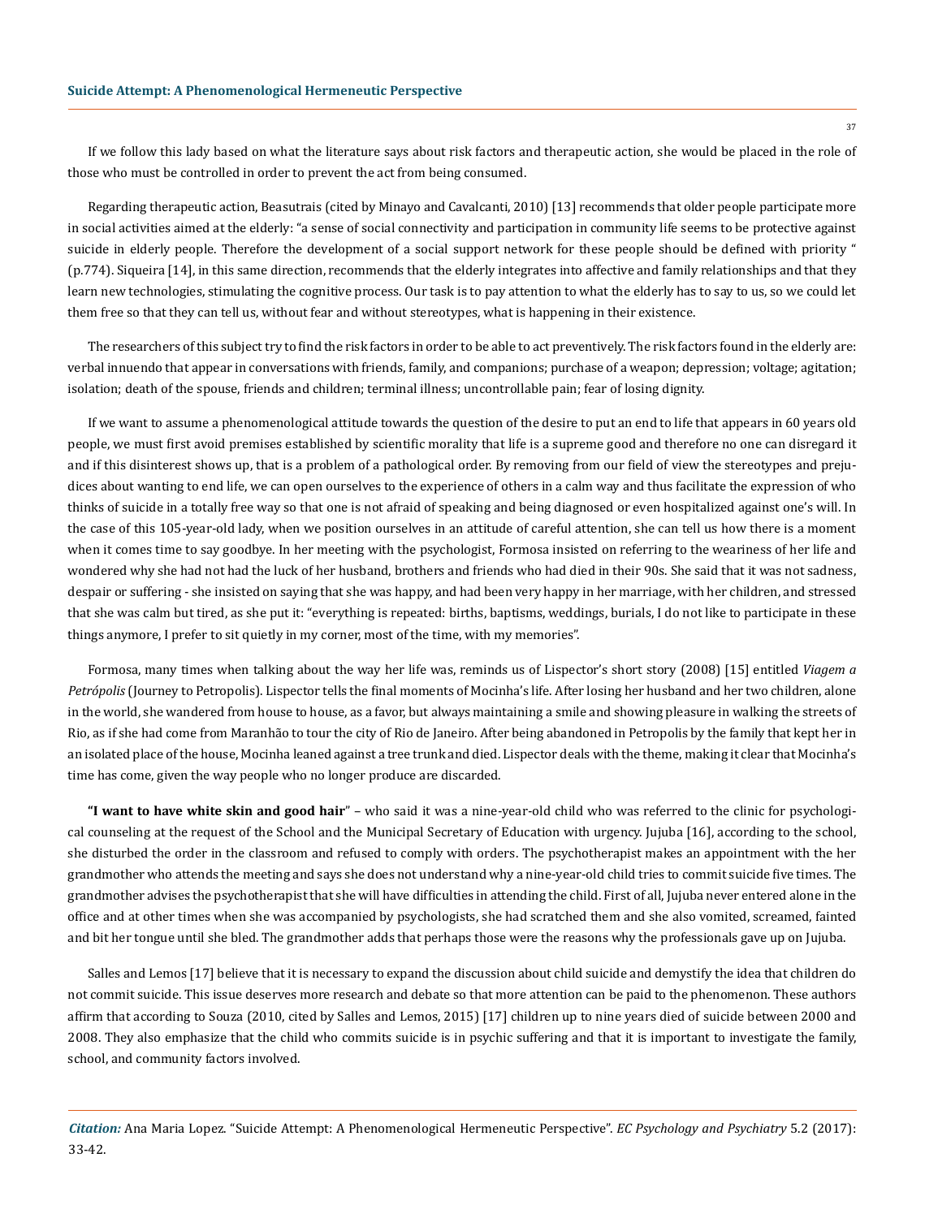If we follow this lady based on what the literature says about risk factors and therapeutic action, she would be placed in the role of those who must be controlled in order to prevent the act from being consumed.

Regarding therapeutic action, Beasutrais (cited by Minayo and Cavalcanti, 2010) [13] recommends that older people participate more in social activities aimed at the elderly: "a sense of social connectivity and participation in community life seems to be protective against suicide in elderly people. Therefore the development of a social support network for these people should be defined with priority " (p.774). Siqueira [14], in this same direction, recommends that the elderly integrates into affective and family relationships and that they learn new technologies, stimulating the cognitive process. Our task is to pay attention to what the elderly has to say to us, so we could let them free so that they can tell us, without fear and without stereotypes, what is happening in their existence.

The researchers of this subject try to find the risk factors in order to be able to act preventively. The risk factors found in the elderly are: verbal innuendo that appear in conversations with friends, family, and companions; purchase of a weapon; depression; voltage; agitation; isolation; death of the spouse, friends and children; terminal illness; uncontrollable pain; fear of losing dignity.

If we want to assume a phenomenological attitude towards the question of the desire to put an end to life that appears in 60 years old people, we must first avoid premises established by scientific morality that life is a supreme good and therefore no one can disregard it and if this disinterest shows up, that is a problem of a pathological order. By removing from our field of view the stereotypes and prejudices about wanting to end life, we can open ourselves to the experience of others in a calm way and thus facilitate the expression of who thinks of suicide in a totally free way so that one is not afraid of speaking and being diagnosed or even hospitalized against one's will. In the case of this 105-year-old lady, when we position ourselves in an attitude of careful attention, she can tell us how there is a moment when it comes time to say goodbye. In her meeting with the psychologist, Formosa insisted on referring to the weariness of her life and wondered why she had not had the luck of her husband, brothers and friends who had died in their 90s. She said that it was not sadness, despair or suffering - she insisted on saying that she was happy, and had been very happy in her marriage, with her children, and stressed that she was calm but tired, as she put it: "everything is repeated: births, baptisms, weddings, burials, I do not like to participate in these things anymore, I prefer to sit quietly in my corner, most of the time, with my memories".

Formosa, many times when talking about the way her life was, reminds us of Lispector's short story (2008) [15] entitled *Viagem a Petrópolis* (Journey to Petropolis). Lispector tells the final moments of Mocinha's life. After losing her husband and her two children, alone in the world, she wandered from house to house, as a favor, but always maintaining a smile and showing pleasure in walking the streets of Rio, as if she had come from Maranhão to tour the city of Rio de Janeiro. After being abandoned in Petropolis by the family that kept her in an isolated place of the house, Mocinha leaned against a tree trunk and died. Lispector deals with the theme, making it clear that Mocinha's time has come, given the way people who no longer produce are discarded.

**"I want to have white skin and good hair**" – who said it was a nine-year-old child who was referred to the clinic for psychological counseling at the request of the School and the Municipal Secretary of Education with urgency. Jujuba [16], according to the school, she disturbed the order in the classroom and refused to comply with orders. The psychotherapist makes an appointment with the her grandmother who attends the meeting and says she does not understand why a nine-year-old child tries to commit suicide five times. The grandmother advises the psychotherapist that she will have difficulties in attending the child. First of all, Jujuba never entered alone in the office and at other times when she was accompanied by psychologists, she had scratched them and she also vomited, screamed, fainted and bit her tongue until she bled. The grandmother adds that perhaps those were the reasons why the professionals gave up on Jujuba.

Salles and Lemos [17] believe that it is necessary to expand the discussion about child suicide and demystify the idea that children do not commit suicide. This issue deserves more research and debate so that more attention can be paid to the phenomenon. These authors affirm that according to Souza (2010, cited by Salles and Lemos, 2015) [17] children up to nine years died of suicide between 2000 and 2008. They also emphasize that the child who commits suicide is in psychic suffering and that it is important to investigate the family, school, and community factors involved.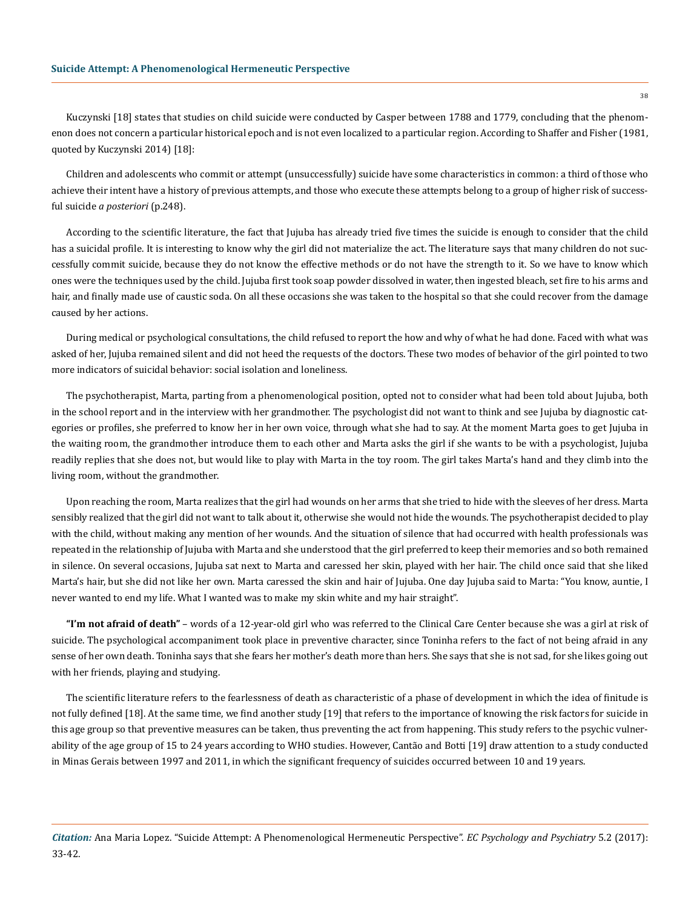Kuczynski [18] states that studies on child suicide were conducted by Casper between 1788 and 1779, concluding that the phenomenon does not concern a particular historical epoch and is not even localized to a particular region. According to Shaffer and Fisher (1981, quoted by Kuczynski 2014) [18]:

Children and adolescents who commit or attempt (unsuccessfully) suicide have some characteristics in common: a third of those who achieve their intent have a history of previous attempts, and those who execute these attempts belong to a group of higher risk of successful suicide *a posteriori* (p.248).

According to the scientific literature, the fact that Jujuba has already tried five times the suicide is enough to consider that the child has a suicidal profile. It is interesting to know why the girl did not materialize the act. The literature says that many children do not successfully commit suicide, because they do not know the effective methods or do not have the strength to it. So we have to know which ones were the techniques used by the child. Jujuba first took soap powder dissolved in water, then ingested bleach, set fire to his arms and hair, and finally made use of caustic soda. On all these occasions she was taken to the hospital so that she could recover from the damage caused by her actions.

During medical or psychological consultations, the child refused to report the how and why of what he had done. Faced with what was asked of her, Jujuba remained silent and did not heed the requests of the doctors. These two modes of behavior of the girl pointed to two more indicators of suicidal behavior: social isolation and loneliness.

The psychotherapist, Marta, parting from a phenomenological position, opted not to consider what had been told about Jujuba, both in the school report and in the interview with her grandmother. The psychologist did not want to think and see Jujuba by diagnostic categories or profiles, she preferred to know her in her own voice, through what she had to say. At the moment Marta goes to get Jujuba in the waiting room, the grandmother introduce them to each other and Marta asks the girl if she wants to be with a psychologist, Jujuba readily replies that she does not, but would like to play with Marta in the toy room. The girl takes Marta's hand and they climb into the living room, without the grandmother.

Upon reaching the room, Marta realizes that the girl had wounds on her arms that she tried to hide with the sleeves of her dress. Marta sensibly realized that the girl did not want to talk about it, otherwise she would not hide the wounds. The psychotherapist decided to play with the child, without making any mention of her wounds. And the situation of silence that had occurred with health professionals was repeated in the relationship of Jujuba with Marta and she understood that the girl preferred to keep their memories and so both remained in silence. On several occasions, Jujuba sat next to Marta and caressed her skin, played with her hair. The child once said that she liked Marta's hair, but she did not like her own. Marta caressed the skin and hair of Jujuba. One day Jujuba said to Marta: "You know, auntie, I never wanted to end my life. What I wanted was to make my skin white and my hair straight".

**"I'm not afraid of death"** – words of a 12-year-old girl who was referred to the Clinical Care Center because she was a girl at risk of suicide. The psychological accompaniment took place in preventive character, since Toninha refers to the fact of not being afraid in any sense of her own death. Toninha says that she fears her mother's death more than hers. She says that she is not sad, for she likes going out with her friends, playing and studying.

The scientific literature refers to the fearlessness of death as characteristic of a phase of development in which the idea of finitude is not fully defined [18]. At the same time, we find another study [19] that refers to the importance of knowing the risk factors for suicide in this age group so that preventive measures can be taken, thus preventing the act from happening. This study refers to the psychic vulnerability of the age group of 15 to 24 years according to WHO studies. However, Cantão and Botti [19] draw attention to a study conducted in Minas Gerais between 1997 and 2011, in which the significant frequency of suicides occurred between 10 and 19 years.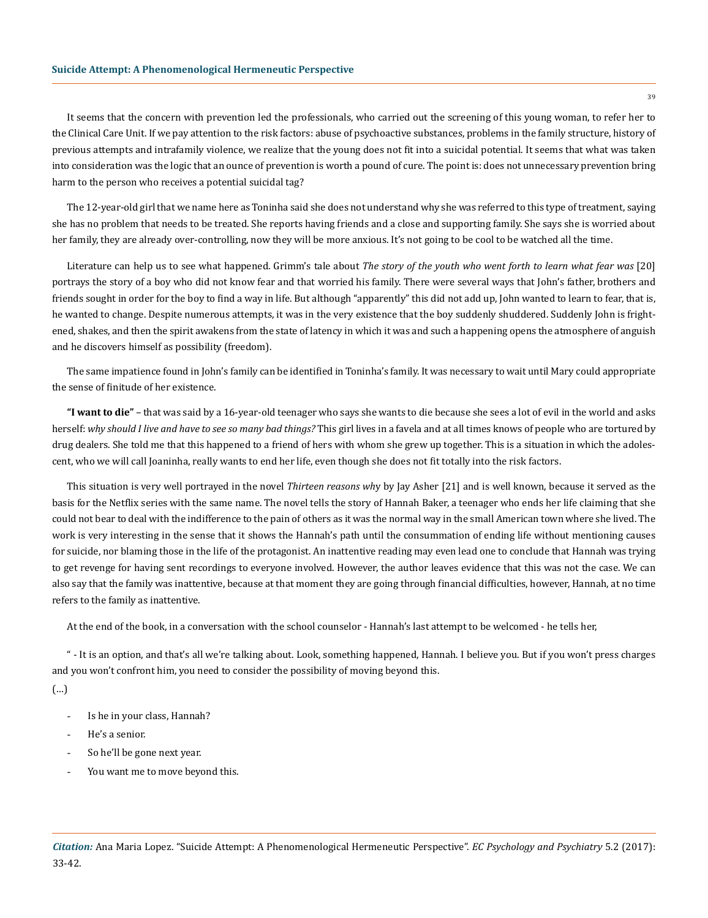It seems that the concern with prevention led the professionals, who carried out the screening of this young woman, to refer her to the Clinical Care Unit. If we pay attention to the risk factors: abuse of psychoactive substances, problems in the family structure, history of previous attempts and intrafamily violence, we realize that the young does not fit into a suicidal potential. It seems that what was taken into consideration was the logic that an ounce of prevention is worth a pound of cure. The point is: does not unnecessary prevention bring harm to the person who receives a potential suicidal tag?

The 12-year-old girl that we name here as Toninha said she does not understand why she was referred to this type of treatment, saying she has no problem that needs to be treated. She reports having friends and a close and supporting family. She says she is worried about her family, they are already over-controlling, now they will be more anxious. It's not going to be cool to be watched all the time.

Literature can help us to see what happened. Grimm's tale about *The story of the youth who went forth to learn what fear was* [20] portrays the story of a boy who did not know fear and that worried his family. There were several ways that John's father, brothers and friends sought in order for the boy to find a way in life. But although "apparently" this did not add up, John wanted to learn to fear, that is, he wanted to change. Despite numerous attempts, it was in the very existence that the boy suddenly shuddered. Suddenly John is frightened, shakes, and then the spirit awakens from the state of latency in which it was and such a happening opens the atmosphere of anguish and he discovers himself as possibility (freedom).

The same impatience found in John's family can be identified in Toninha's family. It was necessary to wait until Mary could appropriate the sense of finitude of her existence.

**"I want to die"** – that was said by a 16-year-old teenager who says she wants to die because she sees a lot of evil in the world and asks herself: *why should I live and have to see so many bad things?* This girl lives in a favela and at all times knows of people who are tortured by drug dealers. She told me that this happened to a friend of hers with whom she grew up together. This is a situation in which the adolescent, who we will call Joaninha, really wants to end her life, even though she does not fit totally into the risk factors.

This situation is very well portrayed in the novel *Thirteen reasons why* by Jay Asher [21] and is well known, because it served as the basis for the Netflix series with the same name. The novel tells the story of Hannah Baker, a teenager who ends her life claiming that she could not bear to deal with the indifference to the pain of others as it was the normal way in the small American town where she lived. The work is very interesting in the sense that it shows the Hannah's path until the consummation of ending life without mentioning causes for suicide, nor blaming those in the life of the protagonist. An inattentive reading may even lead one to conclude that Hannah was trying to get revenge for having sent recordings to everyone involved. However, the author leaves evidence that this was not the case. We can also say that the family was inattentive, because at that moment they are going through financial difficulties, however, Hannah, at no time refers to the family as inattentive.

At the end of the book, in a conversation with the school counselor - Hannah's last attempt to be welcomed - he tells her,

" - It is an option, and that's all we're talking about. Look, something happened, Hannah. I believe you. But if you won't press charges and you won't confront him, you need to consider the possibility of moving beyond this.

(...)

- Is he in your class, Hannah?
- He's a senior.
- So he'll be gone next year.
- You want me to move beyond this.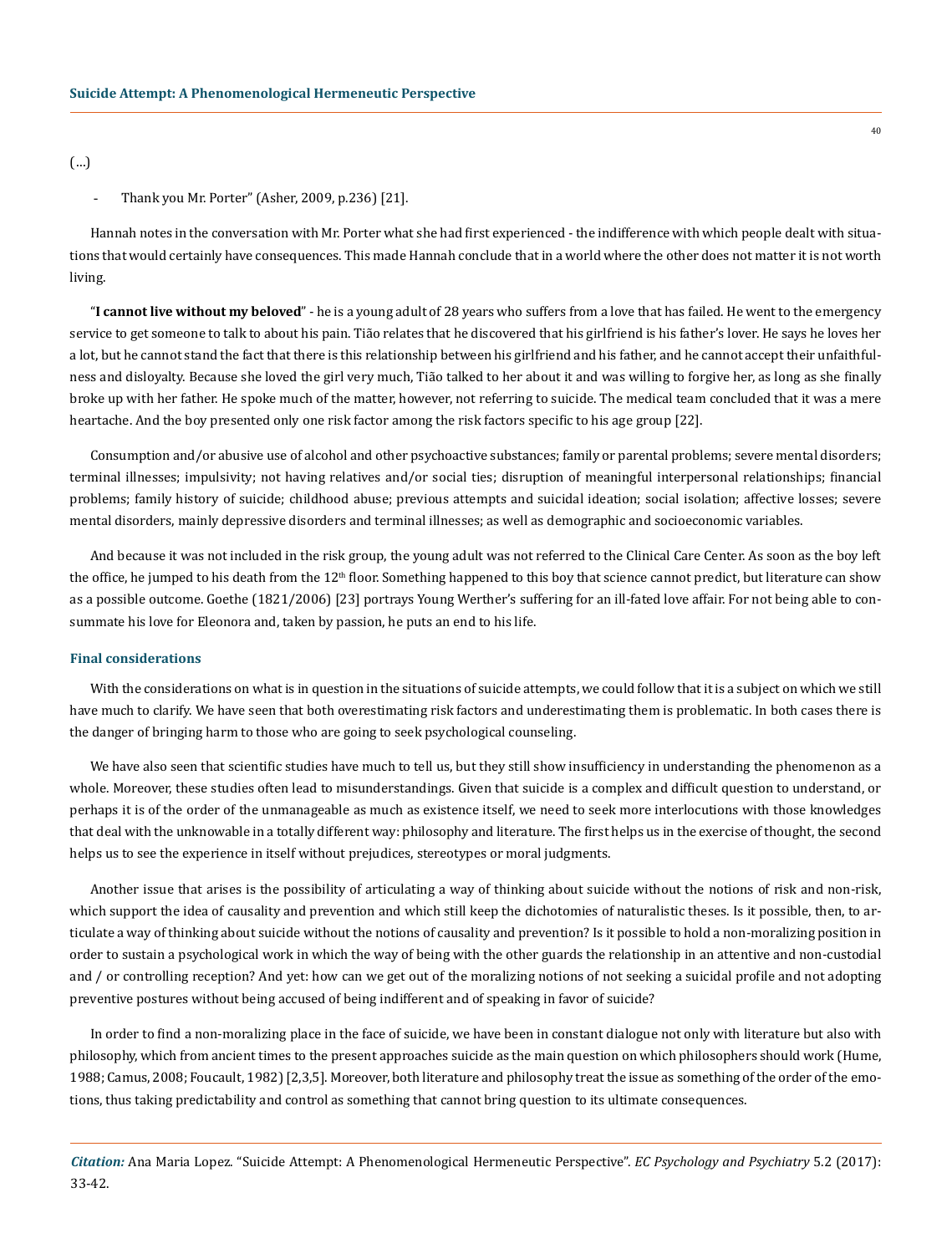(...)

- Thank you Mr. Porter" (Asher, 2009, p.236) [21].

Hannah notes in the conversation with Mr. Porter what she had first experienced - the indifference with which people dealt with situations that would certainly have consequences. This made Hannah conclude that in a world where the other does not matter it is not worth living.

"**I cannot live without my beloved**" - he is a young adult of 28 years who suffers from a love that has failed. He went to the emergency service to get someone to talk to about his pain. Tião relates that he discovered that his girlfriend is his father's lover. He says he loves her a lot, but he cannot stand the fact that there is this relationship between his girlfriend and his father, and he cannot accept their unfaithfulness and disloyalty. Because she loved the girl very much, Tião talked to her about it and was willing to forgive her, as long as she finally broke up with her father. He spoke much of the matter, however, not referring to suicide. The medical team concluded that it was a mere heartache. And the boy presented only one risk factor among the risk factors specific to his age group [22].

Consumption and/or abusive use of alcohol and other psychoactive substances; family or parental problems; severe mental disorders; terminal illnesses; impulsivity; not having relatives and/or social ties; disruption of meaningful interpersonal relationships; financial problems; family history of suicide; childhood abuse; previous attempts and suicidal ideation; social isolation; affective losses; severe mental disorders, mainly depressive disorders and terminal illnesses; as well as demographic and socioeconomic variables.

And because it was not included in the risk group, the young adult was not referred to the Clinical Care Center. As soon as the boy left the office, he jumped to his death from the 12th floor. Something happened to this boy that science cannot predict, but literature can show as a possible outcome. Goethe (1821/2006) [23] portrays Young Werther's suffering for an ill-fated love affair. For not being able to consummate his love for Eleonora and, taken by passion, he puts an end to his life.

## Final considerations

With the considerations on what is in question in the situations of suicide attempts, we could follow that it is a subject on which we still have much to clarify. We have seen that both overestimating risk factors and underestimating them is problematic. In both cases there is the danger of bringing harm to those who are going to seek psychological counseling.

We have also seen that scientific studies have much to tell us, but they still show insufficiency in understanding the phenomenon as a whole. Moreover, these studies often lead to misunderstandings. Given that suicide is a complex and difficult question to understand, or perhaps it is of the order of the unmanageable as much as existence itself, we need to seek more interlocutions with those knowledges that deal with the unknowable in a totally different way: philosophy and literature. The first helps us in the exercise of thought, the second helps us to see the experience in itself without prejudices, stereotypes or moral judgments.

Another issue that arises is the possibility of articulating a way of thinking about suicide without the notions of risk and non-risk, which support the idea of causality and prevention and which still keep the dichotomies of naturalistic theses. Is it possible, then, to articulate a way of thinking about suicide without the notions of causality and prevention? Is it possible to hold a non-moralizing position in order to sustain a psychological work in which the way of being with the other guards the relationship in an attentive and non-custodial and / or controlling reception? And yet: how can we get out of the moralizing notions of not seeking a suicidal profile and not adopting preventive postures without being accused of being indifferent and of speaking in favor of suicide?

In order to find a non-moralizing place in the face of suicide, we have been in constant dialogue not only with literature but also with philosophy, which from ancient times to the present approaches suicide as the main question on which philosophers should work (Hume, 1988; Camus, 2008; Foucault, 1982) [2,3,5]. Moreover, both literature and philosophy treat the issue as something of the order of the emotions, thus taking predictability and control as something that cannot bring question to its ultimate consequences.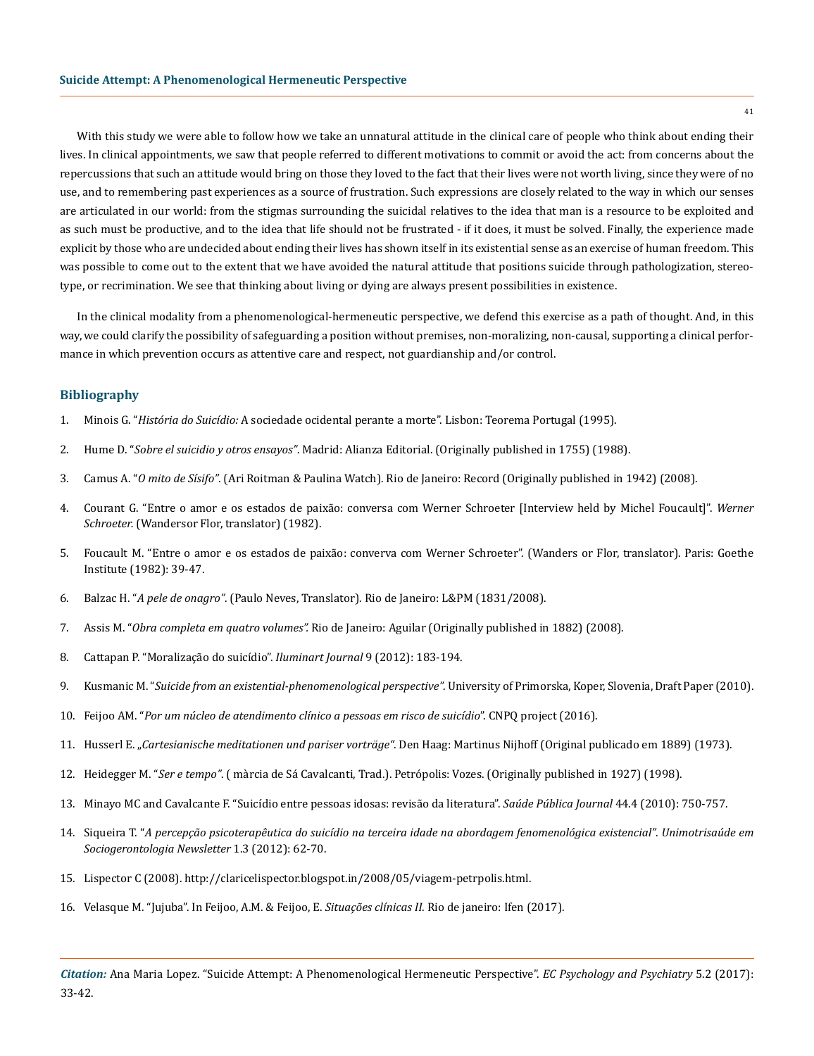With this study we were able to follow how we take an unnatural attitude in the clinical care of people who think about ending their lives. In clinical appointments, we saw that people referred to different motivations to commit or avoid the act: from concerns about the repercussions that such an attitude would bring on those they loved to the fact that their lives were not worth living, since they were of no use, and to remembering past experiences as a source of frustration. Such expressions are closely related to the way in which our senses are articulated in our world: from the stigmas surrounding the suicidal relatives to the idea that man is a resource to be exploited and as such must be productive, and to the idea that life should not be frustrated - if it does, it must be solved. Finally, the experience made explicit by those who are undecided about ending their lives has shown itself in its existential sense as an exercise of human freedom. This was possible to come out to the extent that we have avoided the natural attitude that positions suicide through pathologization, stereotype, or recrimination. We see that thinking about living or dying are always present possibilities in existence.

In the clinical modality from a phenomenological-hermeneutic perspective, we defend this exercise as a path of thought. And, in this way, we could clarify the possibility of safeguarding a position without premises, non-moralizing, non-causal, supporting a clinical performance in which prevention occurs as attentive care and respect, not guardianship and/or control.

## Bibliography

1. Minois G. "*História do Suicídio:* A sociedade ocidental perante a morte". Lisbon: Teorema Portugal (1995).
2. Hume D. "*Sobre el suicidio y otros ensayos"*. Madrid: Alianza Editorial. (Originally published in 1755) (1988).
3. Camus A. "*O mito de Sísifo"*. (Ari Roitman & Paulina Watch). Rio de Janeiro: Record (Originally published in 1942) (2008).
4. Courant G. "Entre o amor e os estados de paixão: conversa com Werner Schroeter [Interview held by Michel Foucault]". *Werner Schroeter*. (Wandersor Flor, translator) (1982).
5. Foucault M. "Entre o amor e os estados de paixão: converva com Werner Schroeter". (Wanders or Flor, translator). Paris: Goethe Institute (1982): 39-47.
6. Balzac H. "*A pele de onagro"*. (Paulo Neves, Translator). Rio de Janeiro: L&PM (1831/2008).
7. Assis M. "*Obra completa em quatro volumes".* Rio de Janeiro: Aguilar (Originally published in 1882) (2008).
8. Cattapan P. "Moralização do suicídio". *Iluminart Journal* 9 (2012): 183-194.
9. Kusmanic M. "*Suicide from an existential-phenomenological perspective"*. University of Primorska, Koper, Slovenia, Draft Paper (2010).
10. Feijoo AM. "*Por um núcleo de atendimento clínico a pessoas em risco de suicídio*". CNPQ project (2016).
11. Husserl E. „*Cartesianische meditationen und pariser vorträge"*. Den Haag: Martinus Nijhoff (Original publicado em 1889) (1973).
12. Heidegger M. "*Ser e tempo"*. ( màrcia de Sá Cavalcanti, Trad.). Petrópolis: Vozes. (Originally published in 1927) (1998).
13. Minayo MC and Cavalcante F. "Suicídio entre pessoas idosas: revisão da literatura". *Saúde Pública Journal* 44.4 (2010): 750-757.
14. Siqueira T. "*A percepção psicoterapêutica do suicídio na terceira idade na abordagem fenomenológica existencial". Unimotrisaúde em Sociogerontologia Newsletter* 1.3 (2012): 62-70.
15. Lispector C (2008). http://clarice­lispector.blogspot.in/2008/05/viagem-petrpolis.html.
16. Velasque M. "Jujuba". In Feijoo, A.M. & Feijoo, E. *Situações clínicas II*. Rio de janeiro: Ifen (2017).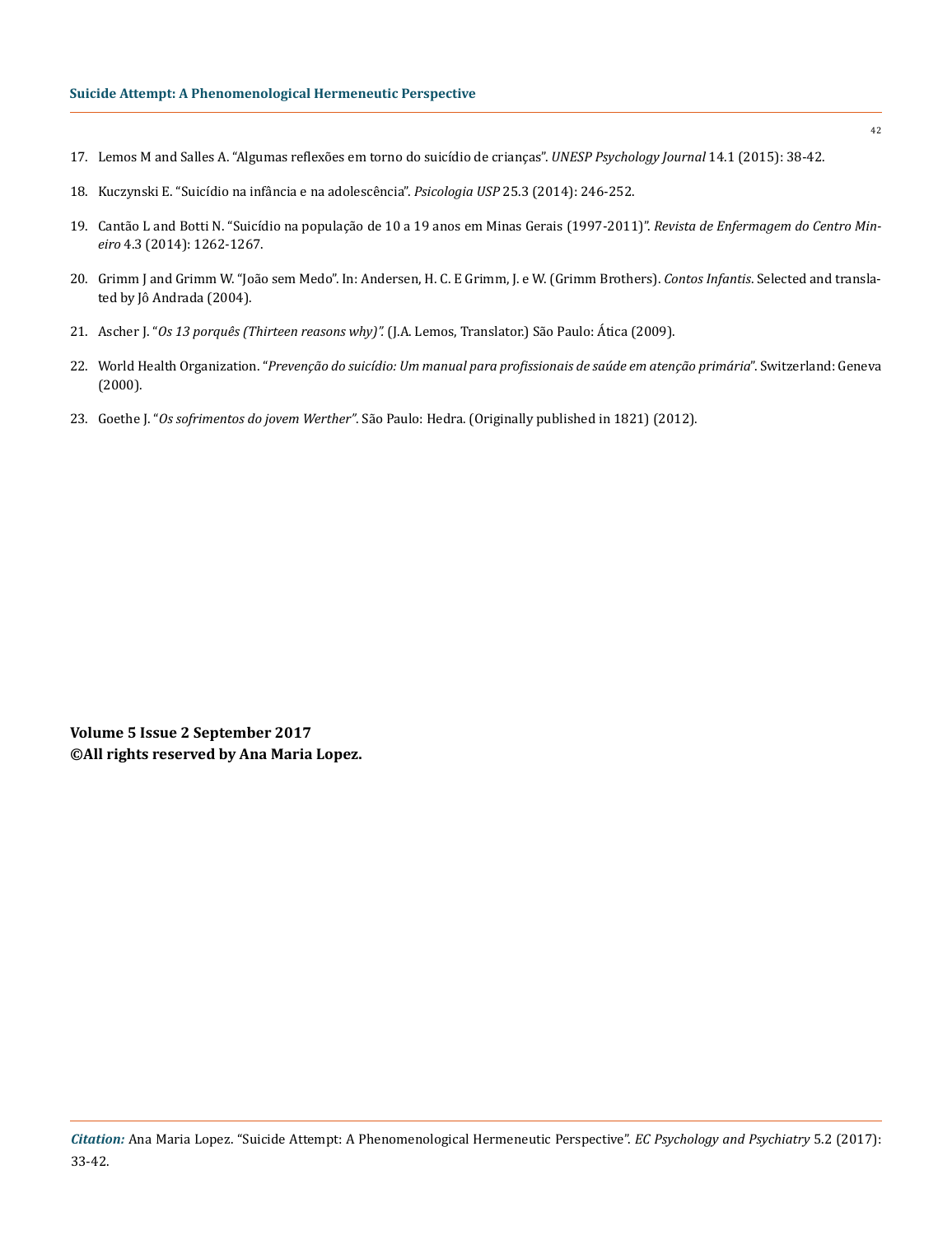17. Lemos M and Salles A. "Algumas reflexões em torno do suicídio de crianças". *UNESP Psychology Journal* 14.1 (2015): 38-42.

18. Kuczynski E. "Suicídio na infância e na adolescência". *Psicologia USP* 25.3 (2014): 246-252.

19. Cantão L and Botti N. "Suicídio na população de 10 a 19 anos em Minas Gerais (1997-2011)". *Revista de Enfermagem do Centro Mineiro* 4.3 (2014): 1262-1267.

20. Grimm J and Grimm W. "João sem Medo". In: Andersen, H. C. E Grimm, J. e W. (Grimm Brothers). *Contos Infantis*. Selected and translated by Jô Andrada (2004).

21. Ascher J. "*Os 13 porquês (Thirteen reasons why)"*. (J.A. Lemos, Translator.) São Paulo: Ática (2009).

22. World Health Organization. "*Prevenção do suicídio: Um manual para profissionais de saúde em atenção primária*". Switzerland: Geneva (2000).

23. Goethe J. "*Os sofrimentos do jovem Werther"*. São Paulo: Hedra. (Originally published in 1821) (2012).

**Volume 5 Issue 2 September 2017**
**©All rights reserved by Ana Maria Lopez.**